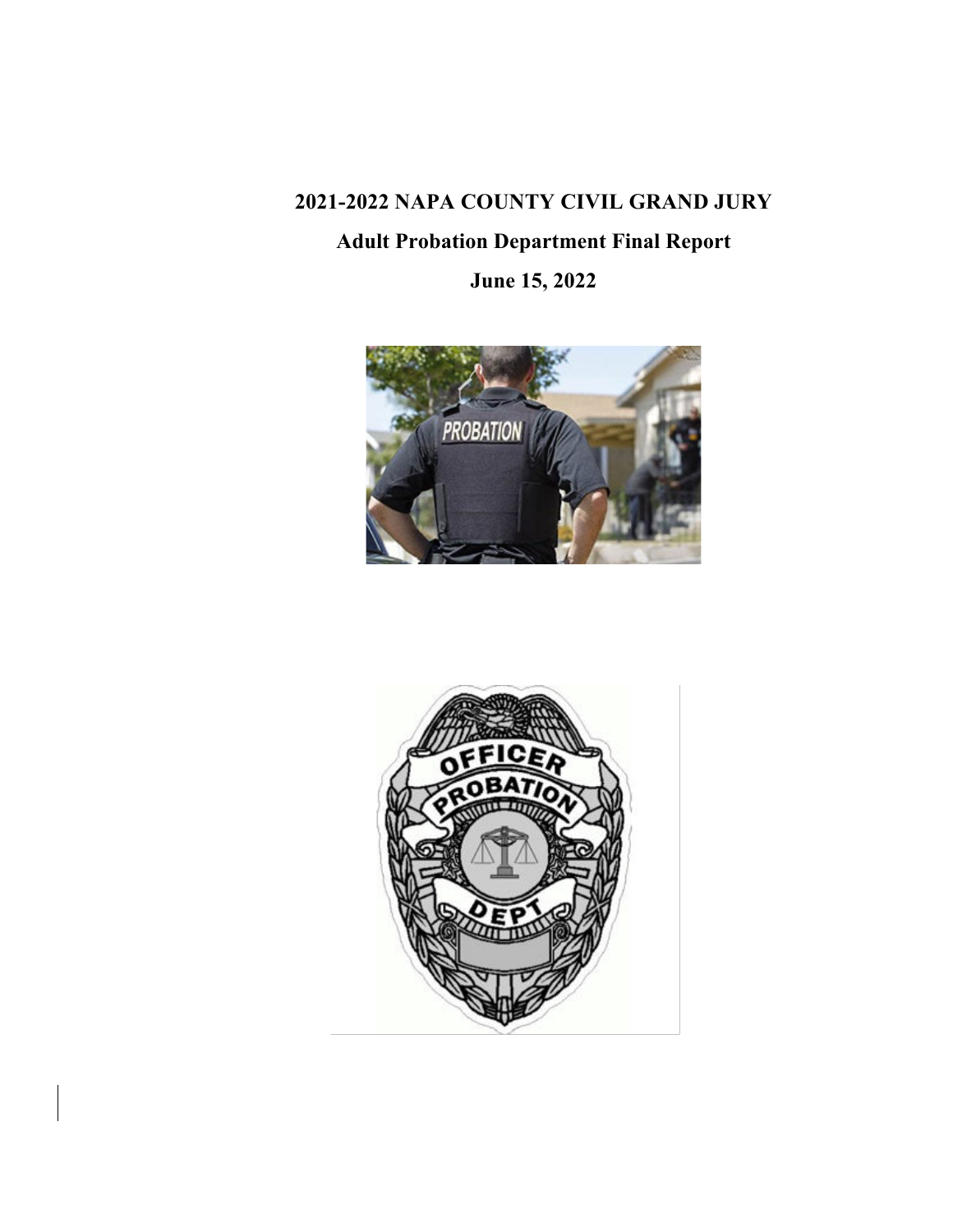# 2021-2022 NAPA COUNTY CIVIL GRAND JURY

## Adult Probation Department Final Report

## June 15, 2022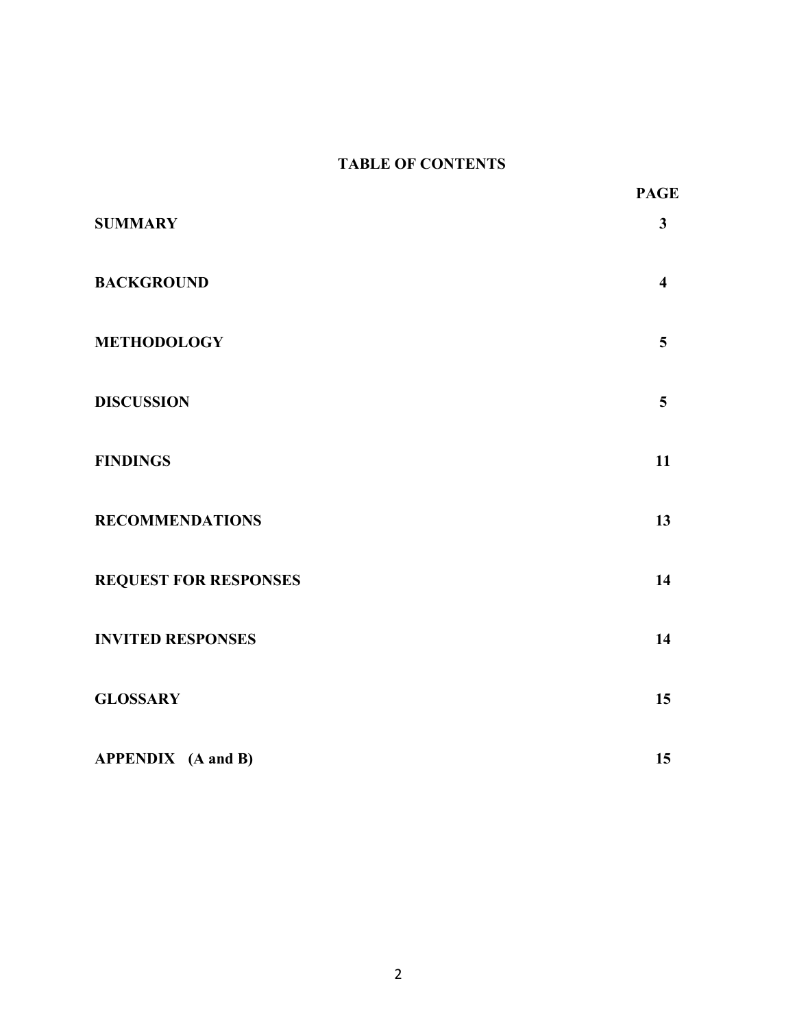## TABLE OF CONTENTS

| | PAGE |
|---|---|
| **SUMMARY** | **3** |
| **BACKGROUND** | **4** |
| **METHODOLOGY** | **5** |
| **DISCUSSION** | **5** |
| **FINDINGS** | **11** |
| **RECOMMENDATIONS** | **13** |
| **REQUEST FOR RESPONSES** | **14** |
| **INVITED RESPONSES** | **14** |
| **GLOSSARY** | **15** |
| **APPENDIX (A and B)** | **15** |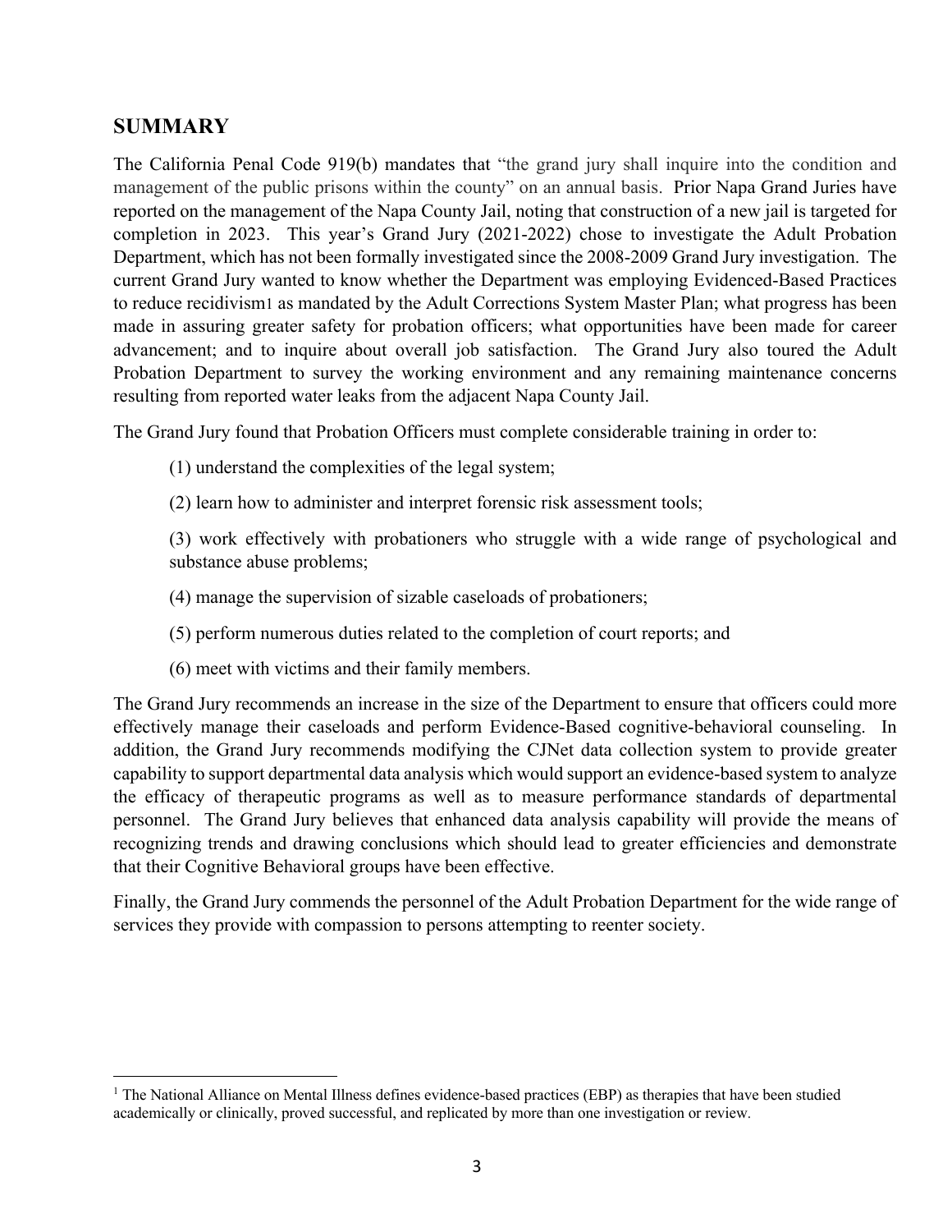## SUMMARY

The California Penal Code 919(b) mandates that "the grand jury shall inquire into the condition and management of the public prisons within the county" on an annual basis. Prior Napa Grand Juries have reported on the management of the Napa County Jail, noting that construction of a new jail is targeted for completion in 2023. This year's Grand Jury (2021-2022) chose to investigate the Adult Probation Department, which has not been formally investigated since the 2008-2009 Grand Jury investigation. The current Grand Jury wanted to know whether the Department was employing Evidenced-Based Practices to reduce recidivism[1] as mandated by the Adult Corrections System Master Plan; what progress has been made in assuring greater safety for probation officers; what opportunities have been made for career advancement; and to inquire about overall job satisfaction. The Grand Jury also toured the Adult Probation Department to survey the working environment and any remaining maintenance concerns resulting from reported water leaks from the adjacent Napa County Jail.

The Grand Jury found that Probation Officers must complete considerable training in order to:

(1) understand the complexities of the legal system;

(2) learn how to administer and interpret forensic risk assessment tools;

(3) work effectively with probationers who struggle with a wide range of psychological and substance abuse problems;

(4) manage the supervision of sizable caseloads of probationers;

(5) perform numerous duties related to the completion of court reports; and

(6) meet with victims and their family members.

The Grand Jury recommends an increase in the size of the Department to ensure that officers could more effectively manage their caseloads and perform Evidence-Based cognitive-behavioral counseling. In addition, the Grand Jury recommends modifying the CJNet data collection system to provide greater capability to support departmental data analysis which would support an evidence-based system to analyze the efficacy of therapeutic programs as well as to measure performance standards of departmental personnel. The Grand Jury believes that enhanced data analysis capability will provide the means of recognizing trends and drawing conclusions which should lead to greater efficiencies and demonstrate that their Cognitive Behavioral groups have been effective.

Finally, the Grand Jury commends the personnel of the Adult Probation Department for the wide range of services they provide with compassion to persons attempting to reenter society.

[1] The National Alliance on Mental Illness defines evidence-based practices (EBP) as therapies that have been studied academically or clinically, proved successful, and replicated by more than one investigation or review.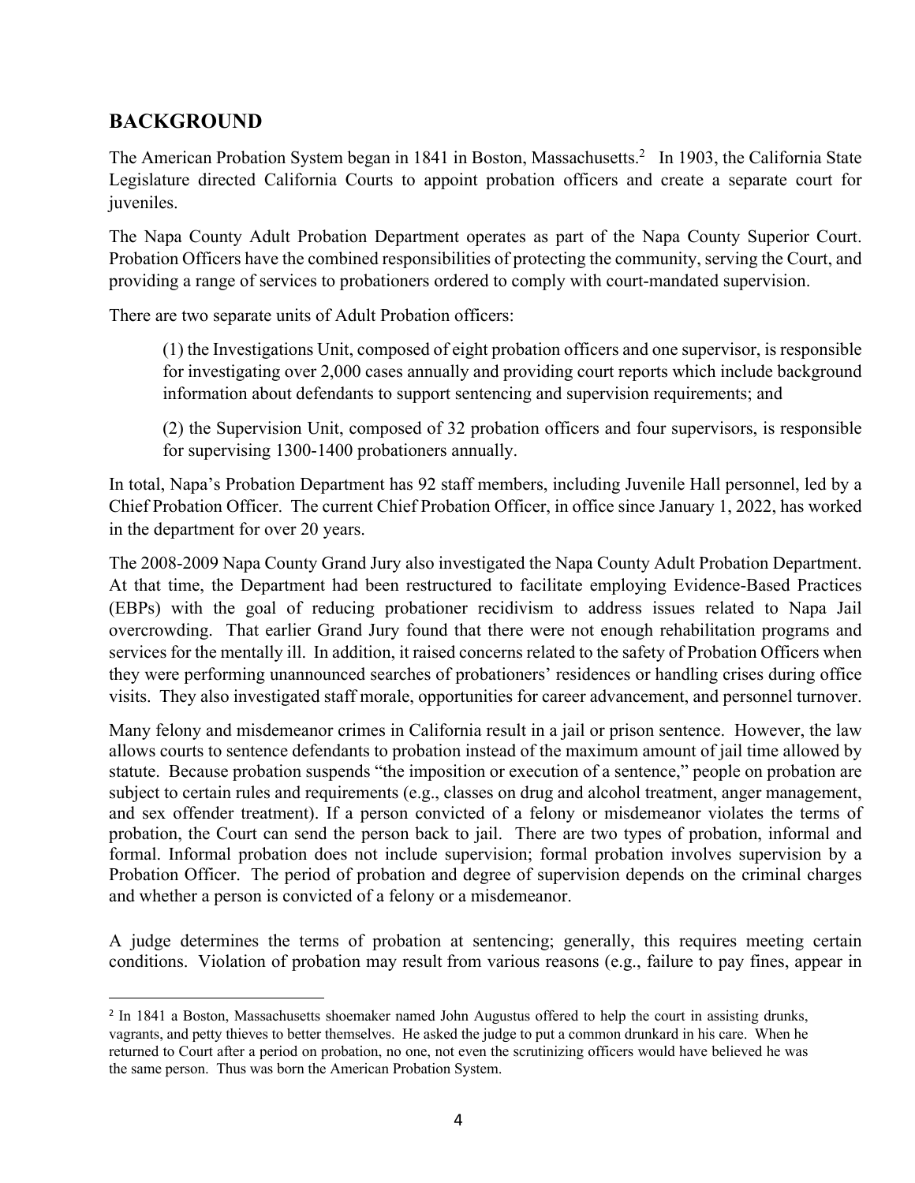## BACKGROUND

The American Probation System began in 1841 in Boston, Massachusetts.[2] In 1903, the California State Legislature directed California Courts to appoint probation officers and create a separate court for juveniles.

The Napa County Adult Probation Department operates as part of the Napa County Superior Court. Probation Officers have the combined responsibilities of protecting the community, serving the Court, and providing a range of services to probationers ordered to comply with court-mandated supervision.

There are two separate units of Adult Probation officers:

> (1) the Investigations Unit, composed of eight probation officers and one supervisor, is responsible for investigating over 2,000 cases annually and providing court reports which include background information about defendants to support sentencing and supervision requirements; and
>
> (2) the Supervision Unit, composed of 32 probation officers and four supervisors, is responsible for supervising 1300-1400 probationers annually.

In total, Napa's Probation Department has 92 staff members, including Juvenile Hall personnel, led by a Chief Probation Officer. The current Chief Probation Officer, in office since January 1, 2022, has worked in the department for over 20 years.

The 2008-2009 Napa County Grand Jury also investigated the Napa County Adult Probation Department. At that time, the Department had been restructured to facilitate employing Evidence-Based Practices (EBPs) with the goal of reducing probationer recidivism to address issues related to Napa Jail overcrowding. That earlier Grand Jury found that there were not enough rehabilitation programs and services for the mentally ill. In addition, it raised concerns related to the safety of Probation Officers when they were performing unannounced searches of probationers' residences or handling crises during office visits. They also investigated staff morale, opportunities for career advancement, and personnel turnover.

Many felony and misdemeanor crimes in California result in a jail or prison sentence. However, the law allows courts to sentence defendants to probation instead of the maximum amount of jail time allowed by statute. Because probation suspends "the imposition or execution of a sentence," people on probation are subject to certain rules and requirements (e.g., classes on drug and alcohol treatment, anger management, and sex offender treatment). If a person convicted of a felony or misdemeanor violates the terms of probation, the Court can send the person back to jail. There are two types of probation, informal and formal. Informal probation does not include supervision; formal probation involves supervision by a Probation Officer. The period of probation and degree of supervision depends on the criminal charges and whether a person is convicted of a felony or a misdemeanor.

A judge determines the terms of probation at sentencing; generally, this requires meeting certain conditions. Violation of probation may result from various reasons (e.g., failure to pay fines, appear in

---

[2] In 1841 a Boston, Massachusetts shoemaker named John Augustus offered to help the court in assisting drunks, vagrants, and petty thieves to better themselves. He asked the judge to put a common drunkard in his care. When he returned to Court after a period on probation, no one, not even the scrutinizing officers would have believed he was the same person. Thus was born the American Probation System.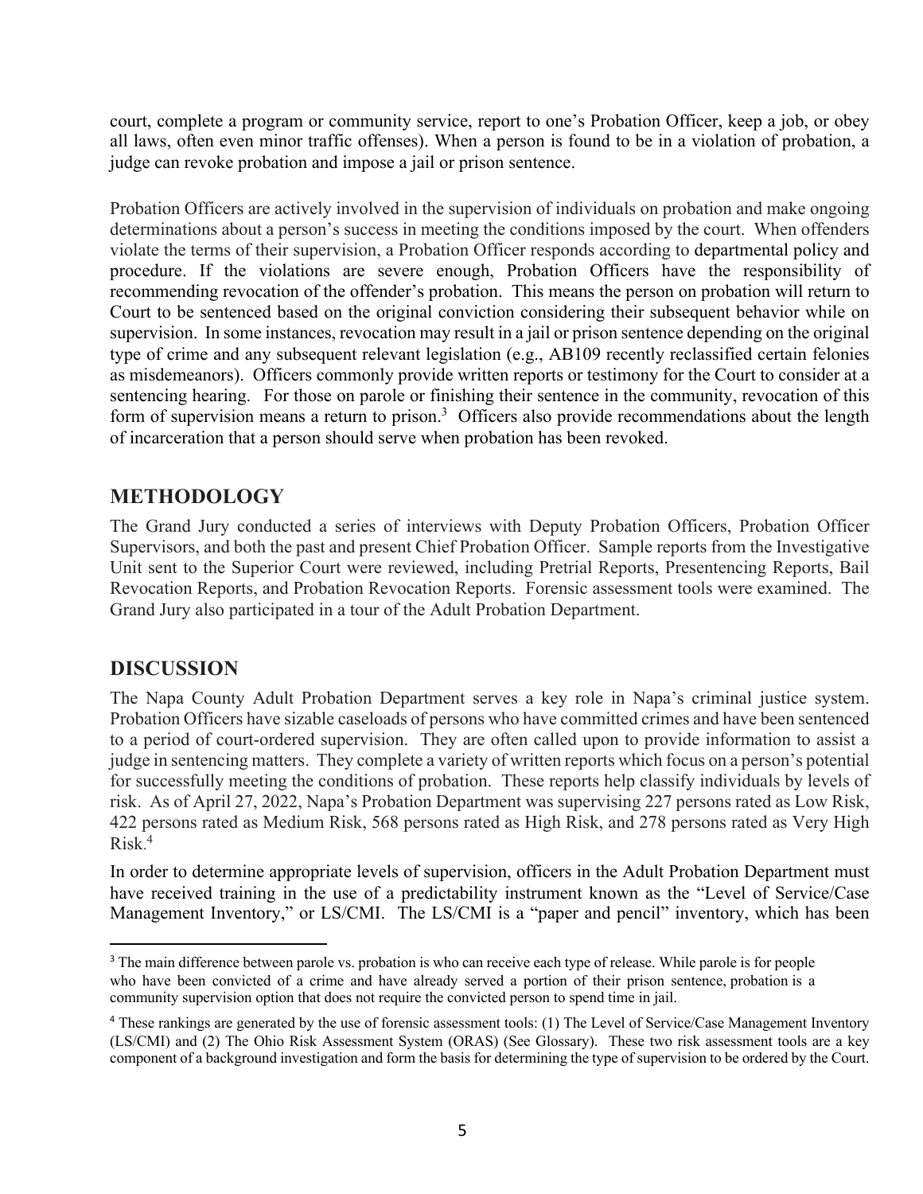court, complete a program or community service, report to one's Probation Officer, keep a job, or obey all laws, often even minor traffic offenses). When a person is found to be in a violation of probation, a judge can revoke probation and impose a jail or prison sentence.

Probation Officers are actively involved in the supervision of individuals on probation and make ongoing determinations about a person's success in meeting the conditions imposed by the court. When offenders violate the terms of their supervision, a Probation Officer responds according to departmental policy and procedure. If the violations are severe enough, Probation Officers have the responsibility of recommending revocation of the offender's probation. This means the person on probation will return to Court to be sentenced based on the original conviction considering their subsequent behavior while on supervision. In some instances, revocation may result in a jail or prison sentence depending on the original type of crime and any subsequent relevant legislation (e.g., AB109 recently reclassified certain felonies as misdemeanors). Officers commonly provide written reports or testimony for the Court to consider at a sentencing hearing. For those on parole or finishing their sentence in the community, revocation of this form of supervision means a return to prison.[3] Officers also provide recommendations about the length of incarceration that a person should serve when probation has been revoked.

## METHODOLOGY

The Grand Jury conducted a series of interviews with Deputy Probation Officers, Probation Officer Supervisors, and both the past and present Chief Probation Officer. Sample reports from the Investigative Unit sent to the Superior Court were reviewed, including Pretrial Reports, Presentencing Reports, Bail Revocation Reports, and Probation Revocation Reports. Forensic assessment tools were examined. The Grand Jury also participated in a tour of the Adult Probation Department.

## DISCUSSION

The Napa County Adult Probation Department serves a key role in Napa's criminal justice system. Probation Officers have sizable caseloads of persons who have committed crimes and have been sentenced to a period of court-ordered supervision. They are often called upon to provide information to assist a judge in sentencing matters. They complete a variety of written reports which focus on a person's potential for successfully meeting the conditions of probation. These reports help classify individuals by levels of risk. As of April 27, 2022, Napa's Probation Department was supervising 227 persons rated as Low Risk, 422 persons rated as Medium Risk, 568 persons rated as High Risk, and 278 persons rated as Very High Risk.[4]

In order to determine appropriate levels of supervision, officers in the Adult Probation Department must have received training in the use of a predictability instrument known as the "Level of Service/Case Management Inventory," or LS/CMI. The LS/CMI is a "paper and pencil" inventory, which has been

---

[3] The main difference between parole vs. probation is who can receive each type of release. While parole is for people who have been convicted of a crime and have already served a portion of their prison sentence, probation is a community supervision option that does not require the convicted person to spend time in jail.

[4] These rankings are generated by the use of forensic assessment tools: (1) The Level of Service/Case Management Inventory (LS/CMI) and (2) The Ohio Risk Assessment System (ORAS) (See Glossary). These two risk assessment tools are a key component of a background investigation and form the basis for determining the type of supervision to be ordered by the Court.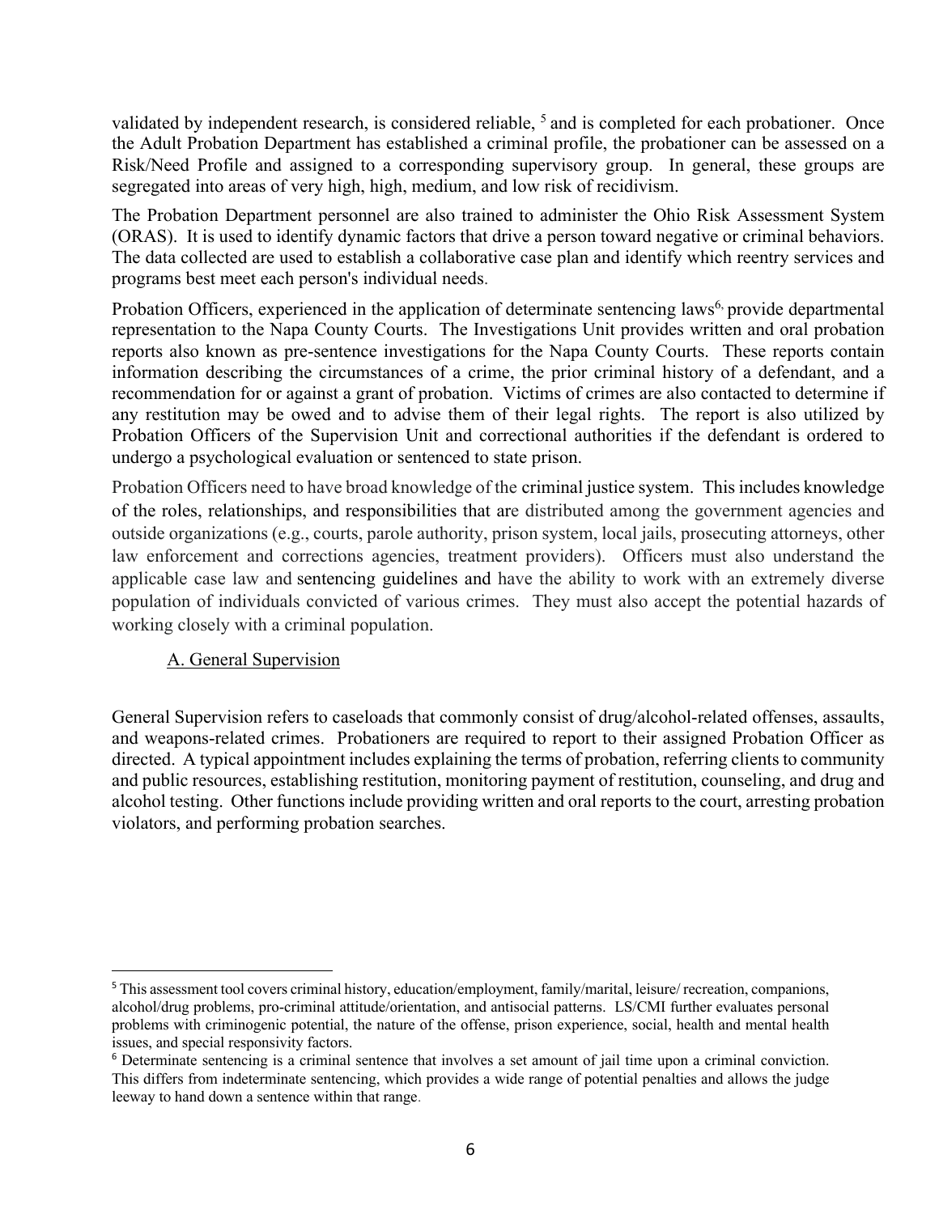validated by independent research, is considered reliable, [5] and is completed for each probationer. Once the Adult Probation Department has established a criminal profile, the probationer can be assessed on a Risk/Need Profile and assigned to a corresponding supervisory group. In general, these groups are segregated into areas of very high, high, medium, and low risk of recidivism.

The Probation Department personnel are also trained to administer the Ohio Risk Assessment System (ORAS). It is used to identify dynamic factors that drive a person toward negative or criminal behaviors. The data collected are used to establish a collaborative case plan and identify which reentry services and programs best meet each person's individual needs.

Probation Officers, experienced in the application of determinate sentencing laws[6] provide departmental representation to the Napa County Courts. The Investigations Unit provides written and oral probation reports also known as pre-sentence investigations for the Napa County Courts. These reports contain information describing the circumstances of a crime, the prior criminal history of a defendant, and a recommendation for or against a grant of probation. Victims of crimes are also contacted to determine if any restitution may be owed and to advise them of their legal rights. The report is also utilized by Probation Officers of the Supervision Unit and correctional authorities if the defendant is ordered to undergo a psychological evaluation or sentenced to state prison.

Probation Officers need to have broad knowledge of the criminal justice system. This includes knowledge of the roles, relationships, and responsibilities that are distributed among the government agencies and outside organizations (e.g., courts, parole authority, prison system, local jails, prosecuting attorneys, other law enforcement and corrections agencies, treatment providers). Officers must also understand the applicable case law and sentencing guidelines and have the ability to work with an extremely diverse population of individuals convicted of various crimes. They must also accept the potential hazards of working closely with a criminal population.

### A. General Supervision

General Supervision refers to caseloads that commonly consist of drug/alcohol-related offenses, assaults, and weapons-related crimes. Probationers are required to report to their assigned Probation Officer as directed. A typical appointment includes explaining the terms of probation, referring clients to community and public resources, establishing restitution, monitoring payment of restitution, counseling, and drug and alcohol testing. Other functions include providing written and oral reports to the court, arresting probation violators, and performing probation searches.

---

[5] This assessment tool covers criminal history, education/employment, family/marital, leisure/ recreation, companions, alcohol/drug problems, pro-criminal attitude/orientation, and antisocial patterns. LS/CMI further evaluates personal problems with criminogenic potential, the nature of the offense, prison experience, social, health and mental health issues, and special responsivity factors.

[6] Determinate sentencing is a criminal sentence that involves a set amount of jail time upon a criminal conviction. This differs from indeterminate sentencing, which provides a wide range of potential penalties and allows the judge leeway to hand down a sentence within that range.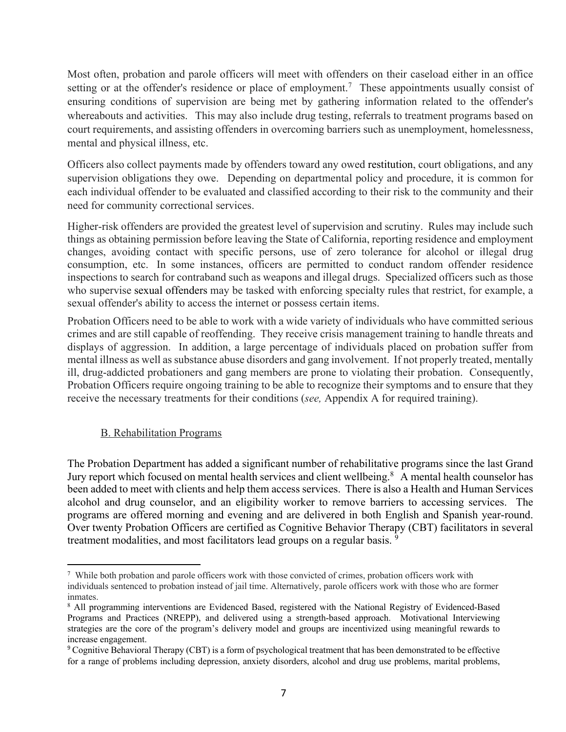Most often, probation and parole officers will meet with offenders on their caseload either in an office setting or at the offender's residence or place of employment.[7] These appointments usually consist of ensuring conditions of supervision are being met by gathering information related to the offender's whereabouts and activities. This may also include drug testing, referrals to treatment programs based on court requirements, and assisting offenders in overcoming barriers such as unemployment, homelessness, mental and physical illness, etc.

Officers also collect payments made by offenders toward any owed restitution, court obligations, and any supervision obligations they owe. Depending on departmental policy and procedure, it is common for each individual offender to be evaluated and classified according to their risk to the community and their need for community correctional services.

Higher-risk offenders are provided the greatest level of supervision and scrutiny. Rules may include such things as obtaining permission before leaving the State of California, reporting residence and employment changes, avoiding contact with specific persons, use of zero tolerance for alcohol or illegal drug consumption, etc. In some instances, officers are permitted to conduct random offender residence inspections to search for contraband such as weapons and illegal drugs. Specialized officers such as those who supervise sexual offenders may be tasked with enforcing specialty rules that restrict, for example, a sexual offender's ability to access the internet or possess certain items.

Probation Officers need to be able to work with a wide variety of individuals who have committed serious crimes and are still capable of reoffending. They receive crisis management training to handle threats and displays of aggression. In addition, a large percentage of individuals placed on probation suffer from mental illness as well as substance abuse disorders and gang involvement. If not properly treated, mentally ill, drug-addicted probationers and gang members are prone to violating their probation. Consequently, Probation Officers require ongoing training to be able to recognize their symptoms and to ensure that they receive the necessary treatments for their conditions (*see,* Appendix A for required training).

### B. Rehabilitation Programs

The Probation Department has added a significant number of rehabilitative programs since the last Grand Jury report which focused on mental health services and client wellbeing.[8] A mental health counselor has been added to meet with clients and help them access services. There is also a Health and Human Services alcohol and drug counselor, and an eligibility worker to remove barriers to accessing services. The programs are offered morning and evening and are delivered in both English and Spanish year-round. Over twenty Probation Officers are certified as Cognitive Behavior Therapy (CBT) facilitators in several treatment modalities, and most facilitators lead groups on a regular basis.[9]

---

[7] While both probation and parole officers work with those convicted of crimes, probation officers work with individuals sentenced to probation instead of jail time. Alternatively, parole officers work with those who are former inmates.

[8] All programming interventions are Evidenced Based, registered with the National Registry of Evidenced-Based Programs and Practices (NREPP), and delivered using a strength-based approach. Motivational Interviewing strategies are the core of the program's delivery model and groups are incentivized using meaningful rewards to increase engagement.

[9] Cognitive Behavioral Therapy (CBT) is a form of psychological treatment that has been demonstrated to be effective for a range of problems including depression, anxiety disorders, alcohol and drug use problems, marital problems,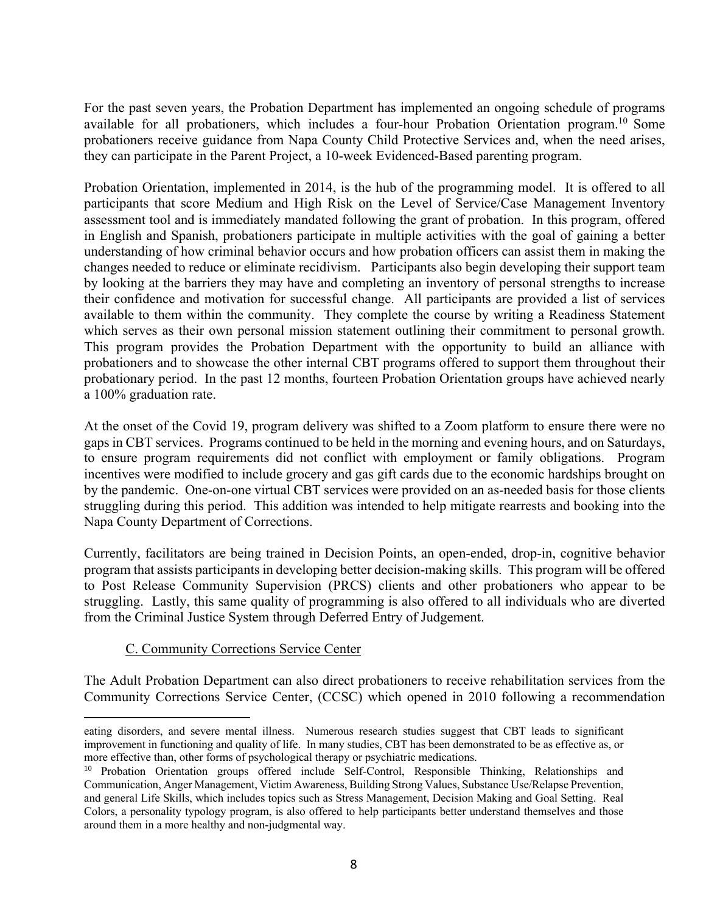For the past seven years, the Probation Department has implemented an ongoing schedule of programs available for all probationers, which includes a four-hour Probation Orientation program.[10] Some probationers receive guidance from Napa County Child Protective Services and, when the need arises, they can participate in the Parent Project, a 10-week Evidenced-Based parenting program.

Probation Orientation, implemented in 2014, is the hub of the programming model. It is offered to all participants that score Medium and High Risk on the Level of Service/Case Management Inventory assessment tool and is immediately mandated following the grant of probation. In this program, offered in English and Spanish, probationers participate in multiple activities with the goal of gaining a better understanding of how criminal behavior occurs and how probation officers can assist them in making the changes needed to reduce or eliminate recidivism. Participants also begin developing their support team by looking at the barriers they may have and completing an inventory of personal strengths to increase their confidence and motivation for successful change. All participants are provided a list of services available to them within the community. They complete the course by writing a Readiness Statement which serves as their own personal mission statement outlining their commitment to personal growth. This program provides the Probation Department with the opportunity to build an alliance with probationers and to showcase the other internal CBT programs offered to support them throughout their probationary period. In the past 12 months, fourteen Probation Orientation groups have achieved nearly a 100% graduation rate.

At the onset of the Covid 19, program delivery was shifted to a Zoom platform to ensure there were no gaps in CBT services. Programs continued to be held in the morning and evening hours, and on Saturdays, to ensure program requirements did not conflict with employment or family obligations. Program incentives were modified to include grocery and gas gift cards due to the economic hardships brought on by the pandemic. One-on-one virtual CBT services were provided on an as-needed basis for those clients struggling during this period. This addition was intended to help mitigate rearrests and booking into the Napa County Department of Corrections.

Currently, facilitators are being trained in Decision Points, an open-ended, drop-in, cognitive behavior program that assists participants in developing better decision-making skills. This program will be offered to Post Release Community Supervision (PRCS) clients and other probationers who appear to be struggling. Lastly, this same quality of programming is also offered to all individuals who are diverted from the Criminal Justice System through Deferred Entry of Judgement.

### C. Community Corrections Service Center

The Adult Probation Department can also direct probationers to receive rehabilitation services from the Community Corrections Service Center, (CCSC) which opened in 2010 following a recommendation

---

eating disorders, and severe mental illness. Numerous research studies suggest that CBT leads to significant improvement in functioning and quality of life. In many studies, CBT has been demonstrated to be as effective as, or more effective than, other forms of psychological therapy or psychiatric medications.

[10] Probation Orientation groups offered include Self-Control, Responsible Thinking, Relationships and Communication, Anger Management, Victim Awareness, Building Strong Values, Substance Use/Relapse Prevention, and general Life Skills, which includes topics such as Stress Management, Decision Making and Goal Setting. Real Colors, a personality typology program, is also offered to help participants better understand themselves and those around them in a more healthy and non-judgmental way.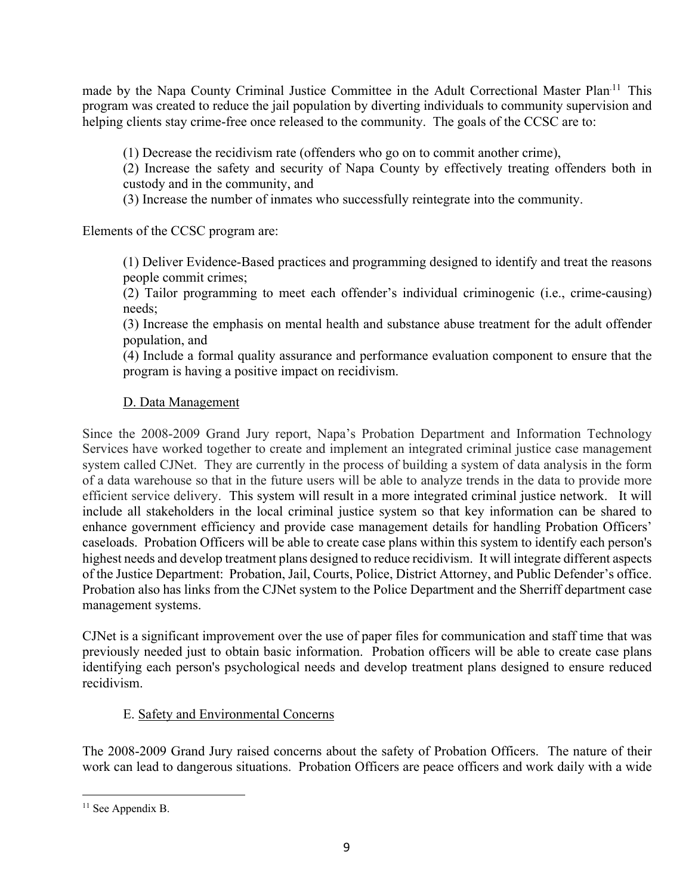made by the Napa County Criminal Justice Committee in the Adult Correctional Master Plan.[11] This program was created to reduce the jail population by diverting individuals to community supervision and helping clients stay crime-free once released to the community. The goals of the CCSC are to:

(1) Decrease the recidivism rate (offenders who go on to commit another crime),
(2) Increase the safety and security of Napa County by effectively treating offenders both in custody and in the community, and
(3) Increase the number of inmates who successfully reintegrate into the community.

Elements of the CCSC program are:

(1) Deliver Evidence-Based practices and programming designed to identify and treat the reasons people commit crimes;
(2) Tailor programming to meet each offender's individual criminogenic (i.e., crime-causing) needs;
(3) Increase the emphasis on mental health and substance abuse treatment for the adult offender population, and
(4) Include a formal quality assurance and performance evaluation component to ensure that the program is having a positive impact on recidivism.

### D. Data Management

Since the 2008-2009 Grand Jury report, Napa's Probation Department and Information Technology Services have worked together to create and implement an integrated criminal justice case management system called CJNet. They are currently in the process of building a system of data analysis in the form of a data warehouse so that in the future users will be able to analyze trends in the data to provide more efficient service delivery. This system will result in a more integrated criminal justice network. It will include all stakeholders in the local criminal justice system so that key information can be shared to enhance government efficiency and provide case management details for handling Probation Officers' caseloads. Probation Officers will be able to create case plans within this system to identify each person's highest needs and develop treatment plans designed to reduce recidivism. It will integrate different aspects of the Justice Department: Probation, Jail, Courts, Police, District Attorney, and Public Defender's office. Probation also has links from the CJNet system to the Police Department and the Sherriff department case management systems.

CJNet is a significant improvement over the use of paper files for communication and staff time that was previously needed just to obtain basic information. Probation officers will be able to create case plans identifying each person's psychological needs and develop treatment plans designed to ensure reduced recidivism.

### E. Safety and Environmental Concerns

The 2008-2009 Grand Jury raised concerns about the safety of Probation Officers. The nature of their work can lead to dangerous situations. Probation Officers are peace officers and work daily with a wide

---

[11] See Appendix B.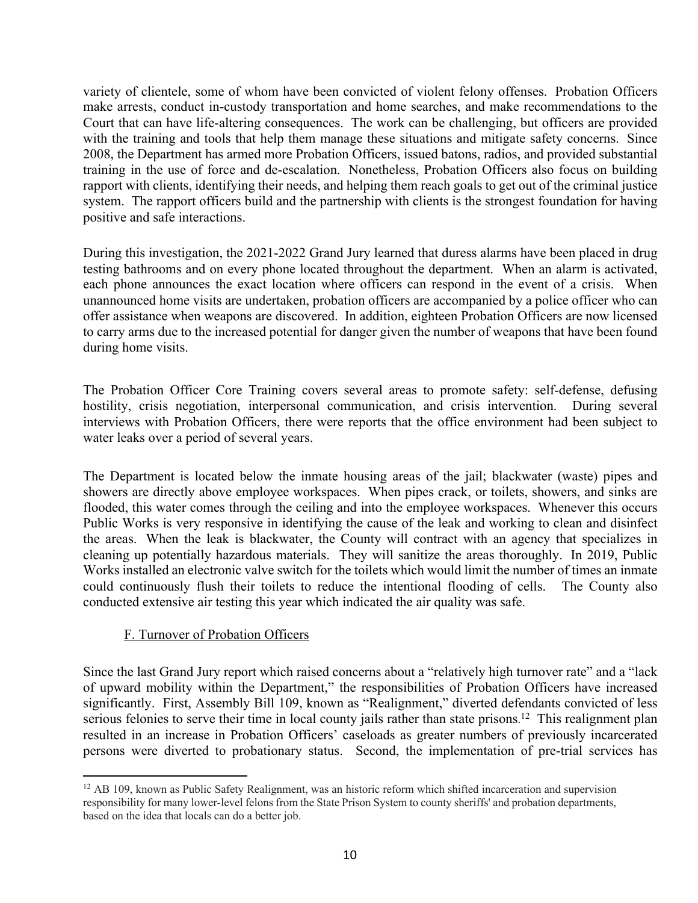variety of clientele, some of whom have been convicted of violent felony offenses. Probation Officers make arrests, conduct in-custody transportation and home searches, and make recommendations to the Court that can have life-altering consequences. The work can be challenging, but officers are provided with the training and tools that help them manage these situations and mitigate safety concerns. Since 2008, the Department has armed more Probation Officers, issued batons, radios, and provided substantial training in the use of force and de-escalation. Nonetheless, Probation Officers also focus on building rapport with clients, identifying their needs, and helping them reach goals to get out of the criminal justice system. The rapport officers build and the partnership with clients is the strongest foundation for having positive and safe interactions.

During this investigation, the 2021-2022 Grand Jury learned that duress alarms have been placed in drug testing bathrooms and on every phone located throughout the department. When an alarm is activated, each phone announces the exact location where officers can respond in the event of a crisis. When unannounced home visits are undertaken, probation officers are accompanied by a police officer who can offer assistance when weapons are discovered. In addition, eighteen Probation Officers are now licensed to carry arms due to the increased potential for danger given the number of weapons that have been found during home visits.

The Probation Officer Core Training covers several areas to promote safety: self-defense, defusing hostility, crisis negotiation, interpersonal communication, and crisis intervention. During several interviews with Probation Officers, there were reports that the office environment had been subject to water leaks over a period of several years.

The Department is located below the inmate housing areas of the jail; blackwater (waste) pipes and showers are directly above employee workspaces. When pipes crack, or toilets, showers, and sinks are flooded, this water comes through the ceiling and into the employee workspaces. Whenever this occurs Public Works is very responsive in identifying the cause of the leak and working to clean and disinfect the areas. When the leak is blackwater, the County will contract with an agency that specializes in cleaning up potentially hazardous materials. They will sanitize the areas thoroughly. In 2019, Public Works installed an electronic valve switch for the toilets which would limit the number of times an inmate could continuously flush their toilets to reduce the intentional flooding of cells. The County also conducted extensive air testing this year which indicated the air quality was safe.

<u>F. Turnover of Probation Officers</u>

Since the last Grand Jury report which raised concerns about a "relatively high turnover rate" and a "lack of upward mobility within the Department," the responsibilities of Probation Officers have increased significantly. First, Assembly Bill 109, known as "Realignment," diverted defendants convicted of less serious felonies to serve their time in local county jails rather than state prisons.[12] This realignment plan resulted in an increase in Probation Officers' caseloads as greater numbers of previously incarcerated persons were diverted to probationary status. Second, the implementation of pre-trial services has

[12] AB 109, known as Public Safety Realignment, was an historic reform which shifted incarceration and supervision responsibility for many lower-level felons from the State Prison System to county sheriffs' and probation departments, based on the idea that locals can do a better job.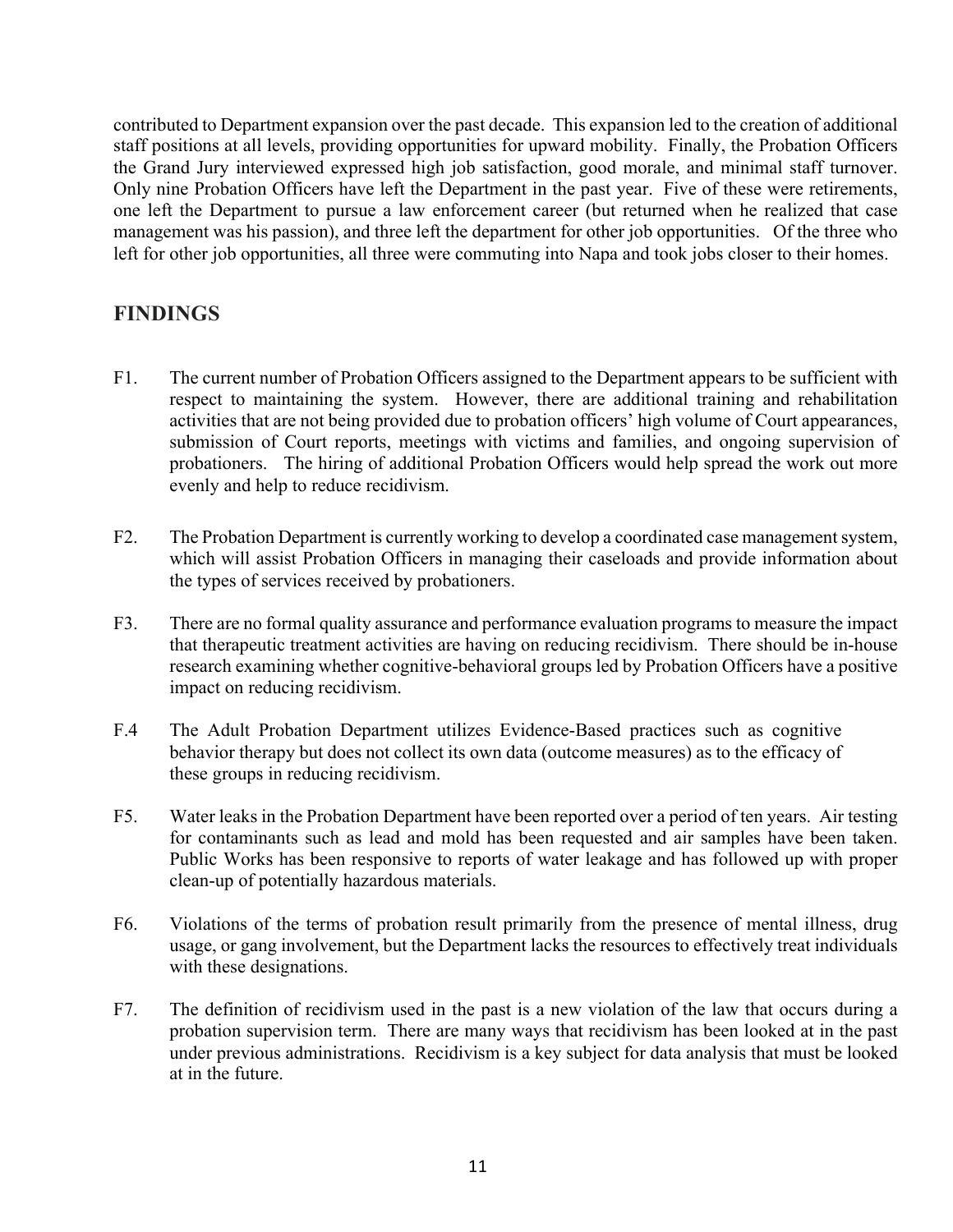contributed to Department expansion over the past decade. This expansion led to the creation of additional staff positions at all levels, providing opportunities for upward mobility. Finally, the Probation Officers the Grand Jury interviewed expressed high job satisfaction, good morale, and minimal staff turnover. Only nine Probation Officers have left the Department in the past year. Five of these were retirements, one left the Department to pursue a law enforcement career (but returned when he realized that case management was his passion), and three left the department for other job opportunities. Of the three who left for other job opportunities, all three were commuting into Napa and took jobs closer to their homes.

## FINDINGS

F1. The current number of Probation Officers assigned to the Department appears to be sufficient with respect to maintaining the system. However, there are additional training and rehabilitation activities that are not being provided due to probation officers' high volume of Court appearances, submission of Court reports, meetings with victims and families, and ongoing supervision of probationers. The hiring of additional Probation Officers would help spread the work out more evenly and help to reduce recidivism.

F2. The Probation Department is currently working to develop a coordinated case management system, which will assist Probation Officers in managing their caseloads and provide information about the types of services received by probationers.

F3. There are no formal quality assurance and performance evaluation programs to measure the impact that therapeutic treatment activities are having on reducing recidivism. There should be in-house research examining whether cognitive-behavioral groups led by Probation Officers have a positive impact on reducing recidivism.

F.4 The Adult Probation Department utilizes Evidence-Based practices such as cognitive behavior therapy but does not collect its own data (outcome measures) as to the efficacy of these groups in reducing recidivism.

F5. Water leaks in the Probation Department have been reported over a period of ten years. Air testing for contaminants such as lead and mold has been requested and air samples have been taken. Public Works has been responsive to reports of water leakage and has followed up with proper clean-up of potentially hazardous materials.

F6. Violations of the terms of probation result primarily from the presence of mental illness, drug usage, or gang involvement, but the Department lacks the resources to effectively treat individuals with these designations.

F7. The definition of recidivism used in the past is a new violation of the law that occurs during a probation supervision term. There are many ways that recidivism has been looked at in the past under previous administrations. Recidivism is a key subject for data analysis that must be looked at in the future.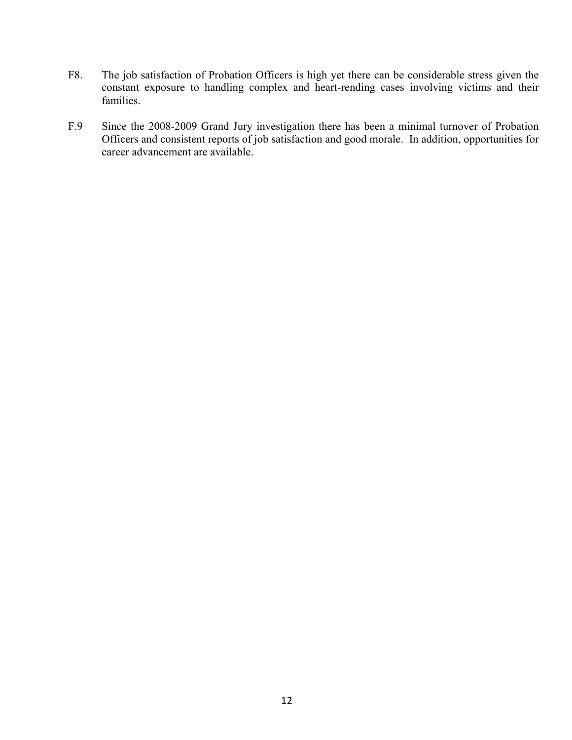F8. The job satisfaction of Probation Officers is high yet there can be considerable stress given the constant exposure to handling complex and heart-rending cases involving victims and their families.

F.9 Since the 2008-2009 Grand Jury investigation there has been a minimal turnover of Probation Officers and consistent reports of job satisfaction and good morale. In addition, opportunities for career advancement are available.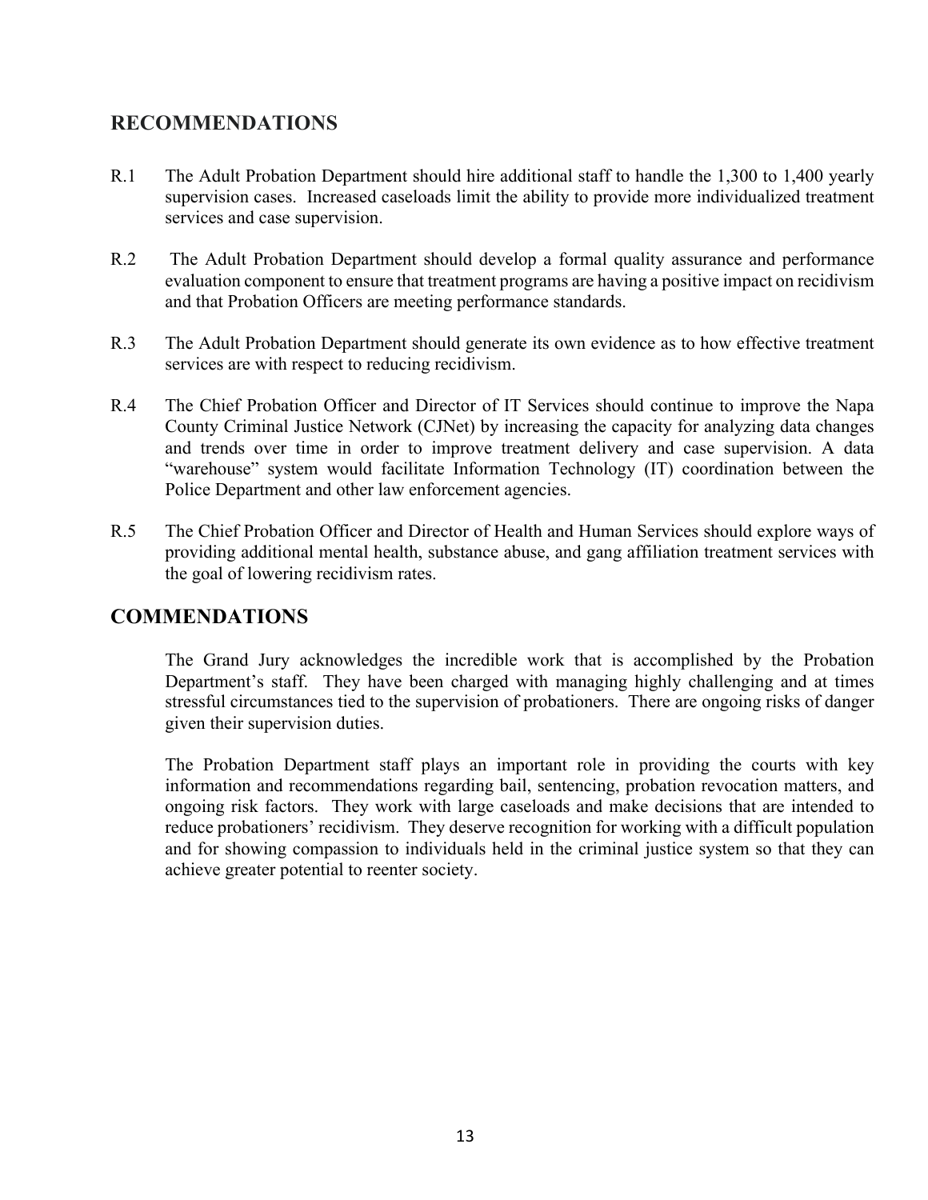## RECOMMENDATIONS

R.1 The Adult Probation Department should hire additional staff to handle the 1,300 to 1,400 yearly supervision cases. Increased caseloads limit the ability to provide more individualized treatment services and case supervision.

R.2 The Adult Probation Department should develop a formal quality assurance and performance evaluation component to ensure that treatment programs are having a positive impact on recidivism and that Probation Officers are meeting performance standards.

R.3 The Adult Probation Department should generate its own evidence as to how effective treatment services are with respect to reducing recidivism.

R.4 The Chief Probation Officer and Director of IT Services should continue to improve the Napa County Criminal Justice Network (CJNet) by increasing the capacity for analyzing data changes and trends over time in order to improve treatment delivery and case supervision. A data "warehouse" system would facilitate Information Technology (IT) coordination between the Police Department and other law enforcement agencies.

R.5 The Chief Probation Officer and Director of Health and Human Services should explore ways of providing additional mental health, substance abuse, and gang affiliation treatment services with the goal of lowering recidivism rates.

## COMMENDATIONS

The Grand Jury acknowledges the incredible work that is accomplished by the Probation Department's staff. They have been charged with managing highly challenging and at times stressful circumstances tied to the supervision of probationers. There are ongoing risks of danger given their supervision duties.

The Probation Department staff plays an important role in providing the courts with key information and recommendations regarding bail, sentencing, probation revocation matters, and ongoing risk factors. They work with large caseloads and make decisions that are intended to reduce probationers' recidivism. They deserve recognition for working with a difficult population and for showing compassion to individuals held in the criminal justice system so that they can achieve greater potential to reenter society.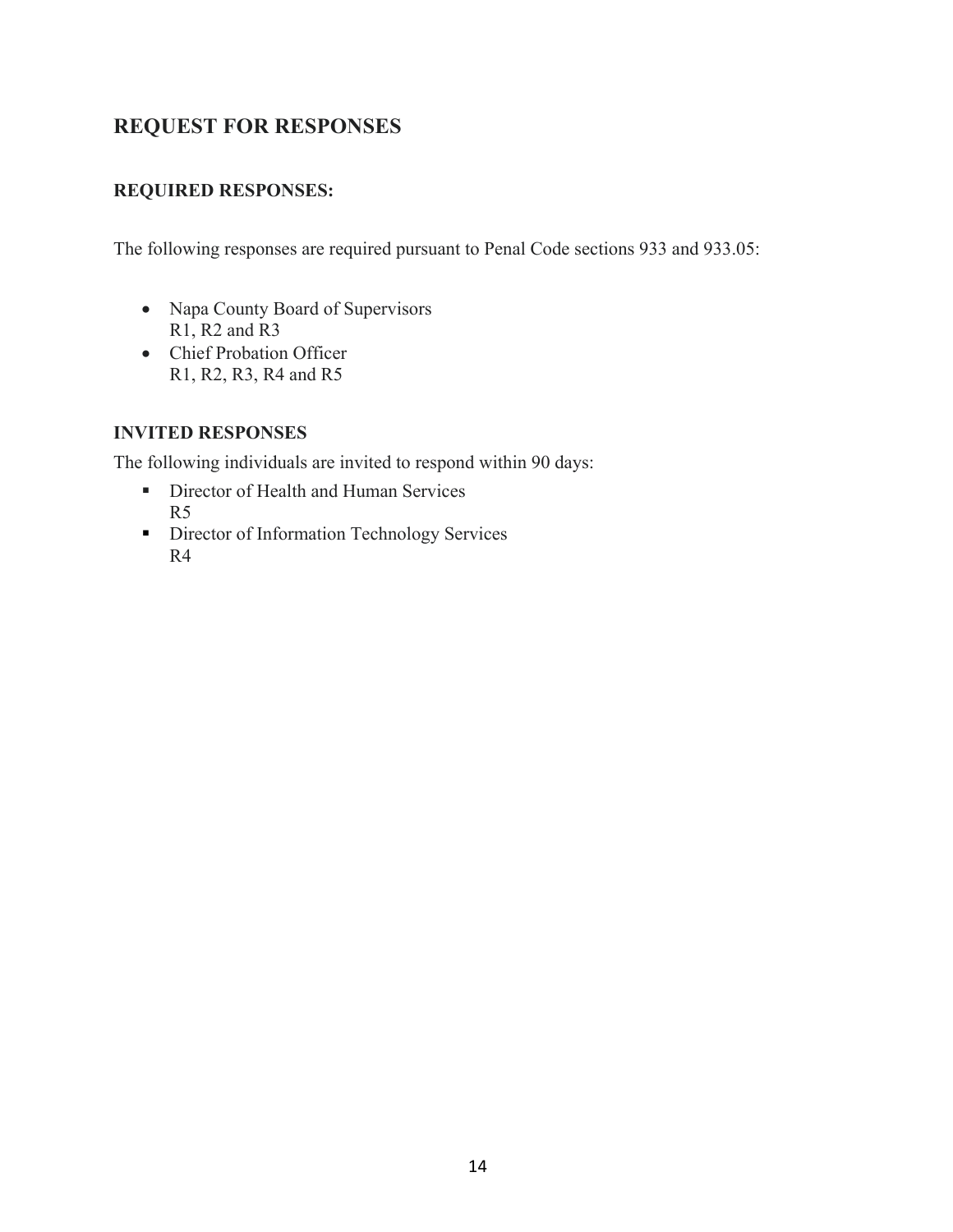## REQUEST FOR RESPONSES

### REQUIRED RESPONSES:

The following responses are required pursuant to Penal Code sections 933 and 933.05:

- Napa County Board of Supervisors
  R1, R2 and R3
- Chief Probation Officer
  R1, R2, R3, R4 and R5

### INVITED RESPONSES

The following individuals are invited to respond within 90 days:

- Director of Health and Human Services
  R5
- Director of Information Technology Services
  R4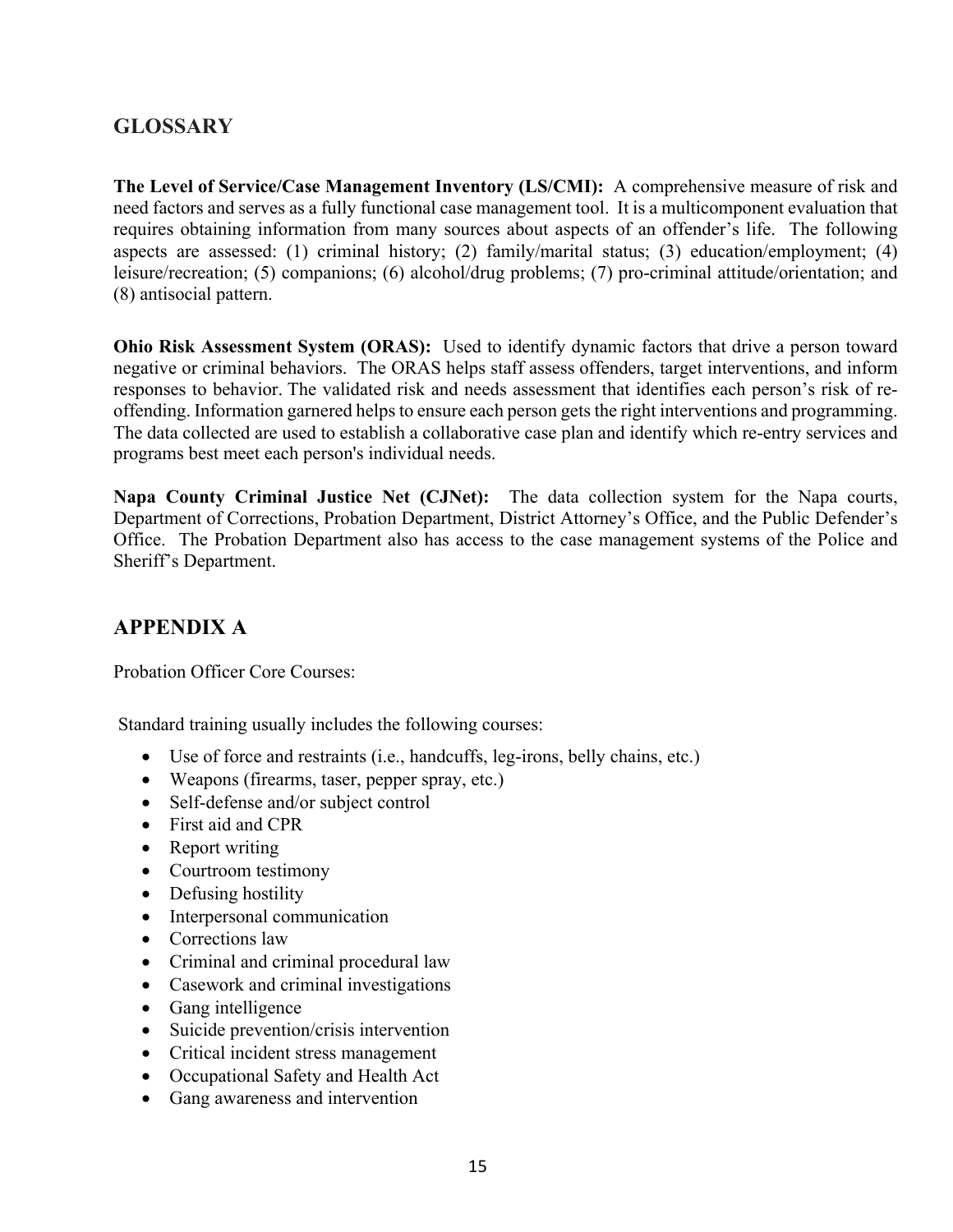## GLOSSARY

**The Level of Service/Case Management Inventory (LS/CMI):** A comprehensive measure of risk and need factors and serves as a fully functional case management tool. It is a multicomponent evaluation that requires obtaining information from many sources about aspects of an offender's life. The following aspects are assessed: (1) criminal history; (2) family/marital status; (3) education/employment; (4) leisure/recreation; (5) companions; (6) alcohol/drug problems; (7) pro-criminal attitude/orientation; and (8) antisocial pattern.

**Ohio Risk Assessment System (ORAS):** Used to identify dynamic factors that drive a person toward negative or criminal behaviors. The ORAS helps staff assess offenders, target interventions, and inform responses to behavior. The validated risk and needs assessment that identifies each person's risk of re-offending. Information garnered helps to ensure each person gets the right interventions and programming. The data collected are used to establish a collaborative case plan and identify which re-entry services and programs best meet each person's individual needs.

**Napa County Criminal Justice Net (CJNet):** The data collection system for the Napa courts, Department of Corrections, Probation Department, District Attorney's Office, and the Public Defender's Office. The Probation Department also has access to the case management systems of the Police and Sheriff's Department.

## APPENDIX A

Probation Officer Core Courses:

Standard training usually includes the following courses:

- Use of force and restraints (i.e., handcuffs, leg-irons, belly chains, etc.)
- Weapons (firearms, taser, pepper spray, etc.)
- Self-defense and/or subject control
- First aid and CPR
- Report writing
- Courtroom testimony
- Defusing hostility
- Interpersonal communication
- Corrections law
- Criminal and criminal procedural law
- Casework and criminal investigations
- Gang intelligence
- Suicide prevention/crisis intervention
- Critical incident stress management
- Occupational Safety and Health Act
- Gang awareness and intervention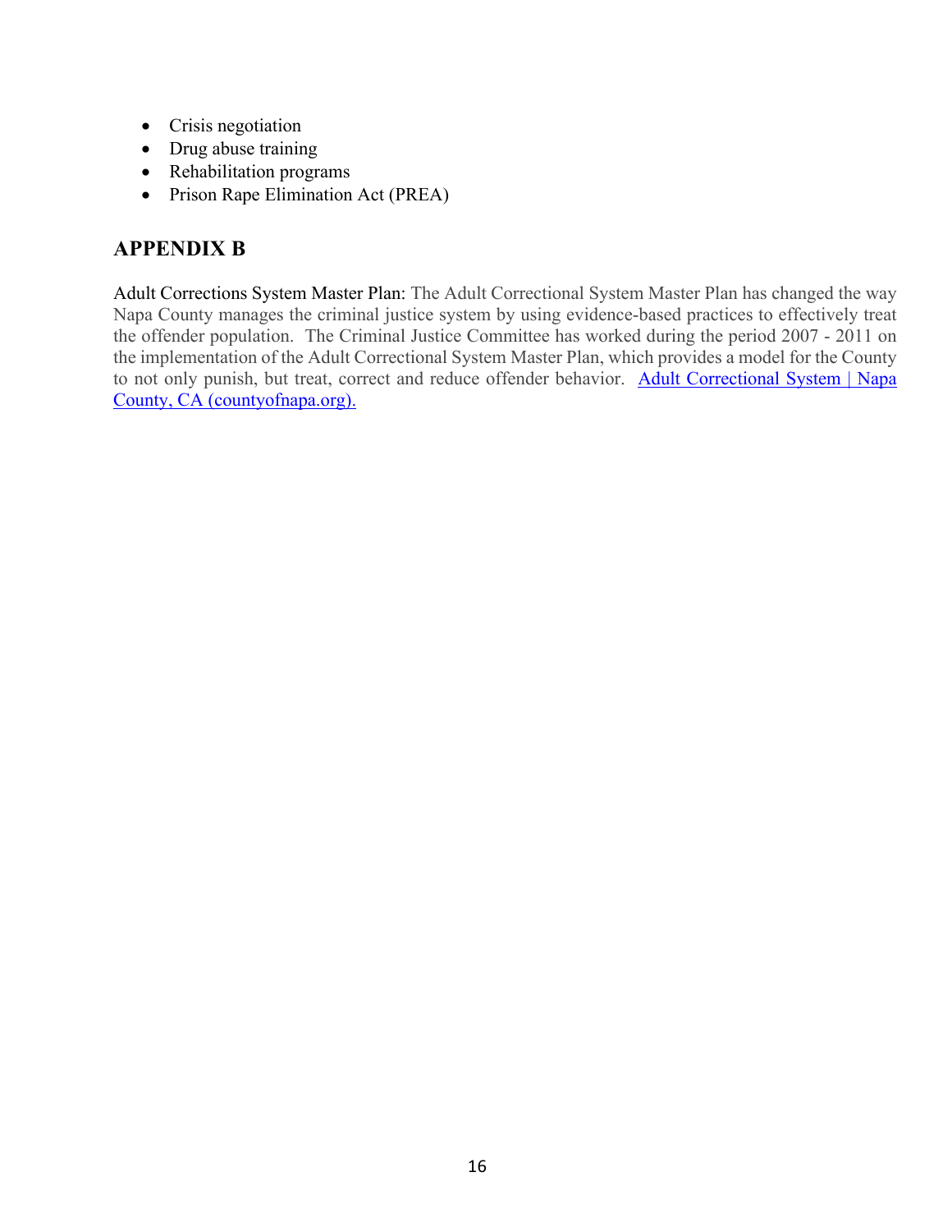- Crisis negotiation
- Drug abuse training
- Rehabilitation programs
- Prison Rape Elimination Act (PREA)

## APPENDIX B

Adult Corrections System Master Plan: The Adult Correctional System Master Plan has changed the way Napa County manages the criminal justice system by using evidence-based practices to effectively treat the offender population. The Criminal Justice Committee has worked during the period 2007 - 2011 on the implementation of the Adult Correctional System Master Plan, which provides a model for the County to not only punish, but treat, correct and reduce offender behavior. Adult Correctional System | Napa County, CA (countyofnapa.org).